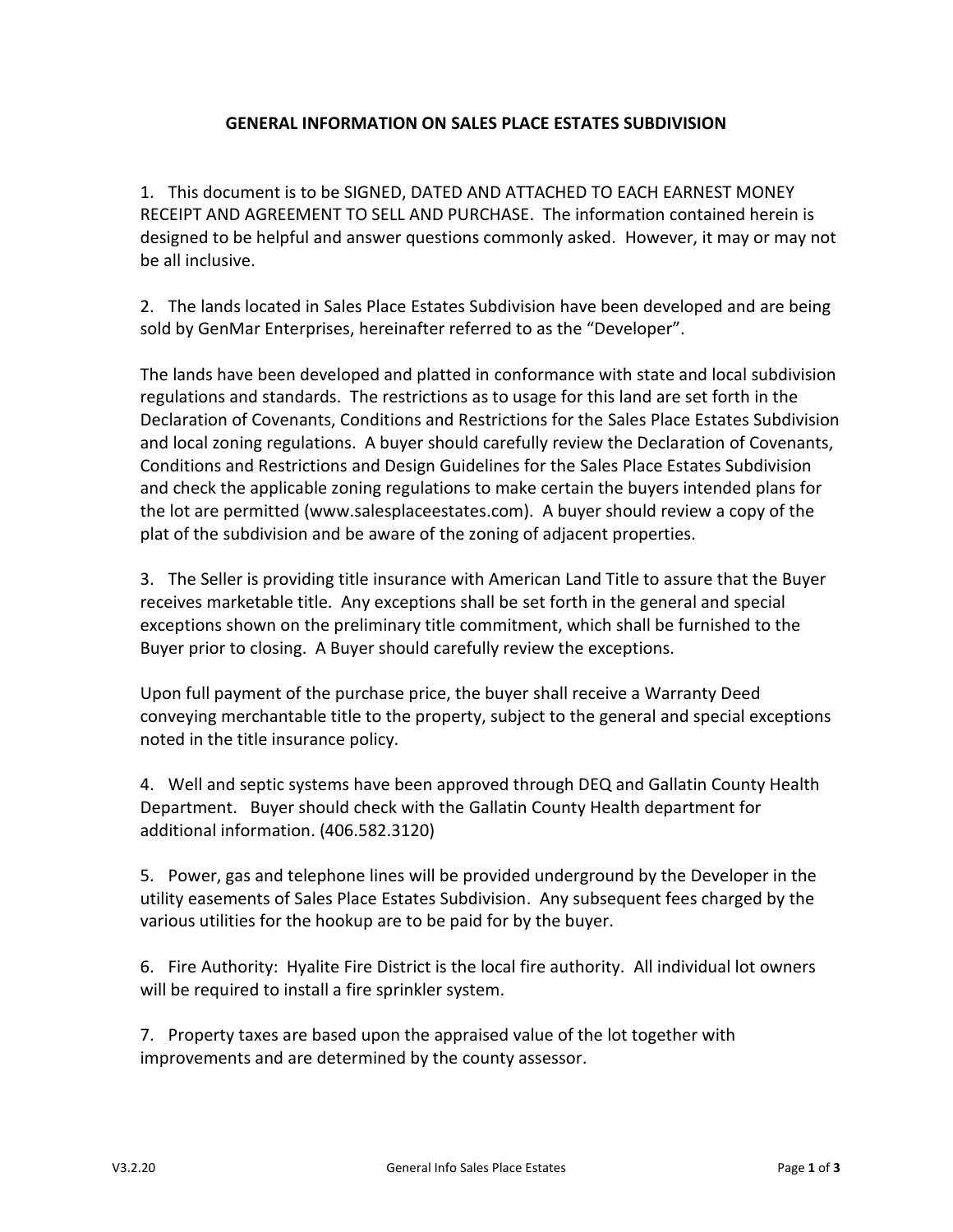# GENERAL INFORMATION ON SALES PLACE ESTATES SUBDIVISION

1. This document is to be SIGNED, DATED AND ATTACHED TO EACH EARNEST MONEY RECEIPT AND AGREEMENT TO SELL AND PURCHASE. The information contained herein is designed to be helpful and answer questions commonly asked. However, it may or may not be all inclusive.

2. The lands located in Sales Place Estates Subdivision have been developed and are being sold by GenMar Enterprises, hereinafter referred to as the "Developer".

The lands have been developed and platted in conformance with state and local subdivision regulations and standards. The restrictions as to usage for this land are set forth in the Declaration of Covenants, Conditions and Restrictions for the Sales Place Estates Subdivision and local zoning regulations. A buyer should carefully review the Declaration of Covenants, Conditions and Restrictions and Design Guidelines for the Sales Place Estates Subdivision and check the applicable zoning regulations to make certain the buyers intended plans for the lot are permitted (www.salesplaceestates.com). A buyer should review a copy of the plat of the subdivision and be aware of the zoning of adjacent properties.

3. The Seller is providing title insurance with American Land Title to assure that the Buyer receives marketable title. Any exceptions shall be set forth in the general and special exceptions shown on the preliminary title commitment, which shall be furnished to the Buyer prior to closing. A Buyer should carefully review the exceptions.

Upon full payment of the purchase price, the buyer shall receive a Warranty Deed conveying merchantable title to the property, subject to the general and special exceptions noted in the title insurance policy.

4. Well and septic systems have been approved through DEQ and Gallatin County Health Department. Buyer should check with the Gallatin County Health department for additional information. (406.582.3120)

5. Power, gas and telephone lines will be provided underground by the Developer in the utility easements of Sales Place Estates Subdivision. Any subsequent fees charged by the various utilities for the hookup are to be paid for by the buyer.

6. Fire Authority: Hyalite Fire District is the local fire authority. All individual lot owners will be required to install a fire sprinkler system.

7. Property taxes are based upon the appraised value of the lot together with improvements and are determined by the county assessor.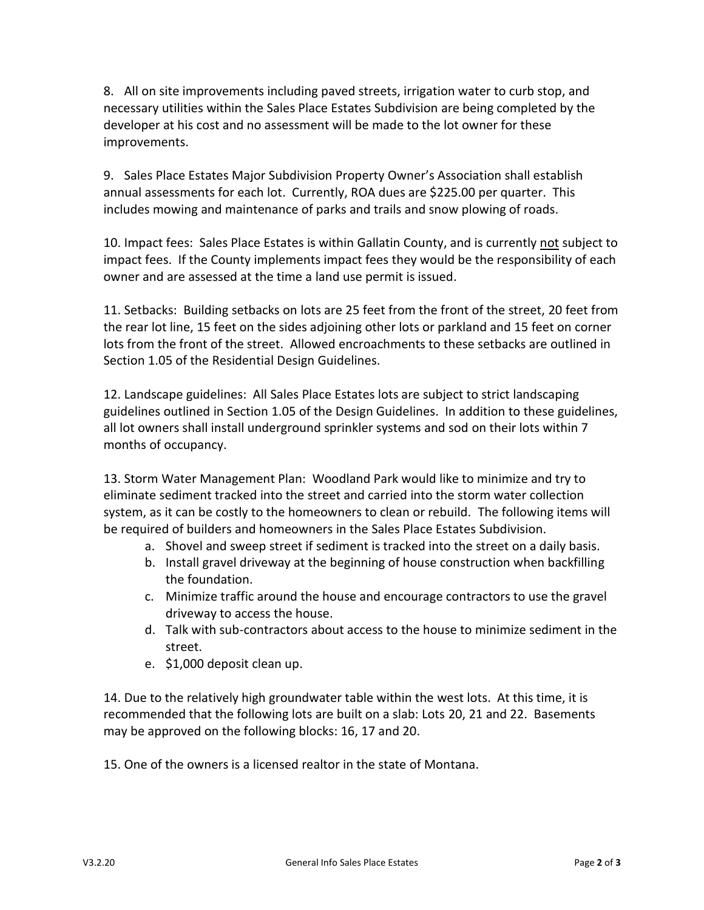8. All on site improvements including paved streets, irrigation water to curb stop, and necessary utilities within the Sales Place Estates Subdivision are being completed by the developer at his cost and no assessment will be made to the lot owner for these improvements.

9. Sales Place Estates Major Subdivision Property Owner's Association shall establish annual assessments for each lot. Currently, ROA dues are $225.00 per quarter. This includes mowing and maintenance of parks and trails and snow plowing of roads.

10. Impact fees: Sales Place Estates is within Gallatin County, and is currently <u>not</u> subject to impact fees. If the County implements impact fees they would be the responsibility of each owner and are assessed at the time a land use permit is issued.

11. Setbacks: Building setbacks on lots are 25 feet from the front of the street, 20 feet from the rear lot line, 15 feet on the sides adjoining other lots or parkland and 15 feet on corner lots from the front of the street. Allowed encroachments to these setbacks are outlined in Section 1.05 of the Residential Design Guidelines.

12. Landscape guidelines: All Sales Place Estates lots are subject to strict landscaping guidelines outlined in Section 1.05 of the Design Guidelines. In addition to these guidelines, all lot owners shall install underground sprinkler systems and sod on their lots within 7 months of occupancy.

13. Storm Water Management Plan: Woodland Park would like to minimize and try to eliminate sediment tracked into the street and carried into the storm water collection system, as it can be costly to the homeowners to clean or rebuild. The following items will be required of builders and homeowners in the Sales Place Estates Subdivision.

   a. Shovel and sweep street if sediment is tracked into the street on a daily basis.
   b. Install gravel driveway at the beginning of house construction when backfilling the foundation.
   c. Minimize traffic around the house and encourage contractors to use the gravel driveway to access the house.
   d. Talk with sub-contractors about access to the house to minimize sediment in the street.
   e. $1,000 deposit clean up.

14. Due to the relatively high groundwater table within the west lots. At this time, it is recommended that the following lots are built on a slab: Lots 20, 21 and 22. Basements may be approved on the following blocks: 16, 17 and 20.

15. One of the owners is a licensed realtor in the state of Montana.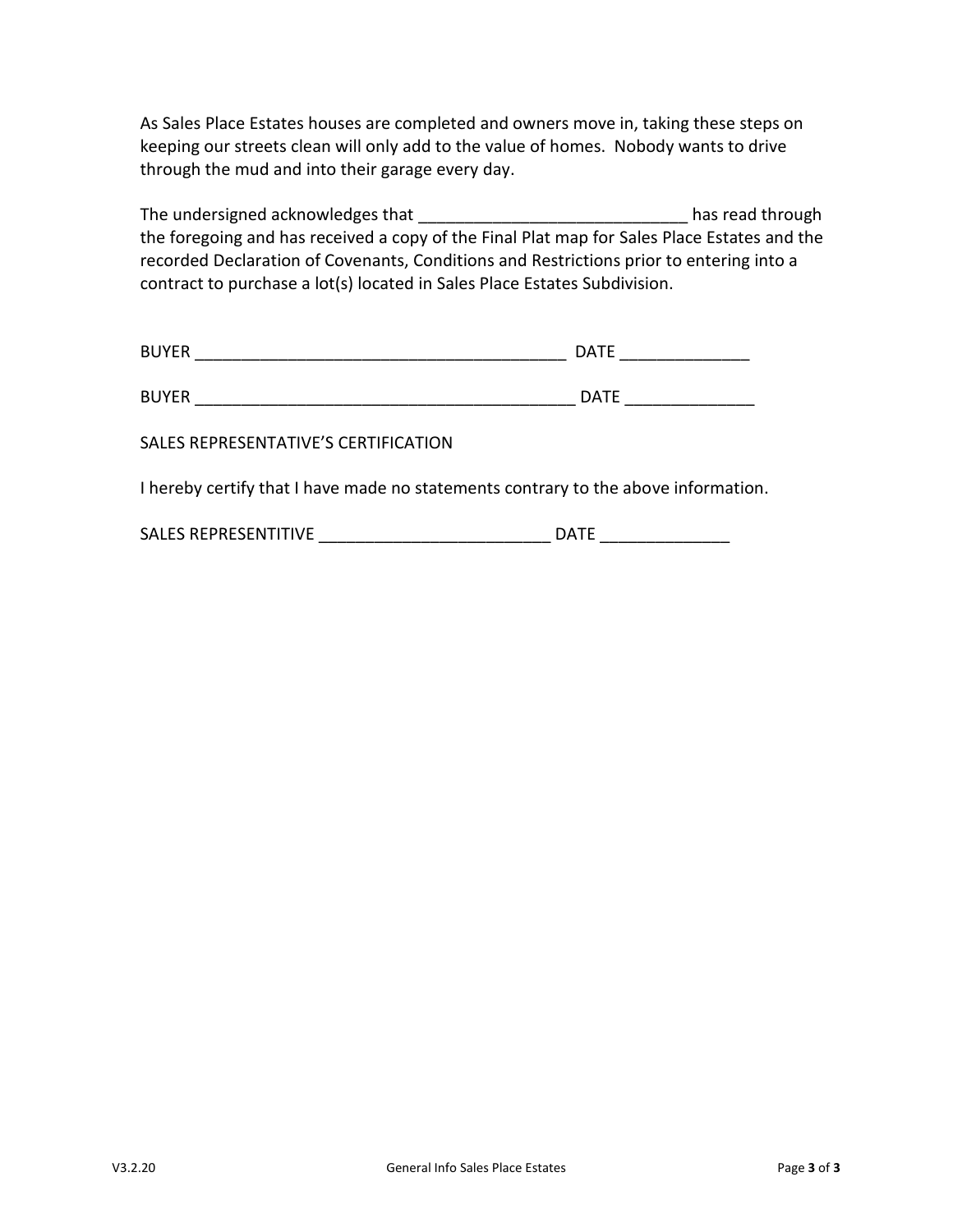As Sales Place Estates houses are completed and owners move in, taking these steps on keeping our streets clean will only add to the value of homes. Nobody wants to drive through the mud and into their garage every day.

The undersigned acknowledges that _____________________________ has read through the foregoing and has received a copy of the Final Plat map for Sales Place Estates and the recorded Declaration of Covenants, Conditions and Restrictions prior to entering into a contract to purchase a lot(s) located in Sales Place Estates Subdivision.

BUYER ________________________________________ DATE _____________

BUYER _________________________________________ DATE _____________

SALES REPRESENTATIVE'S CERTIFICATION

I hereby certify that I have made no statements contrary to the above information.

SALES REPRESENTITIVE _________________________ DATE _____________